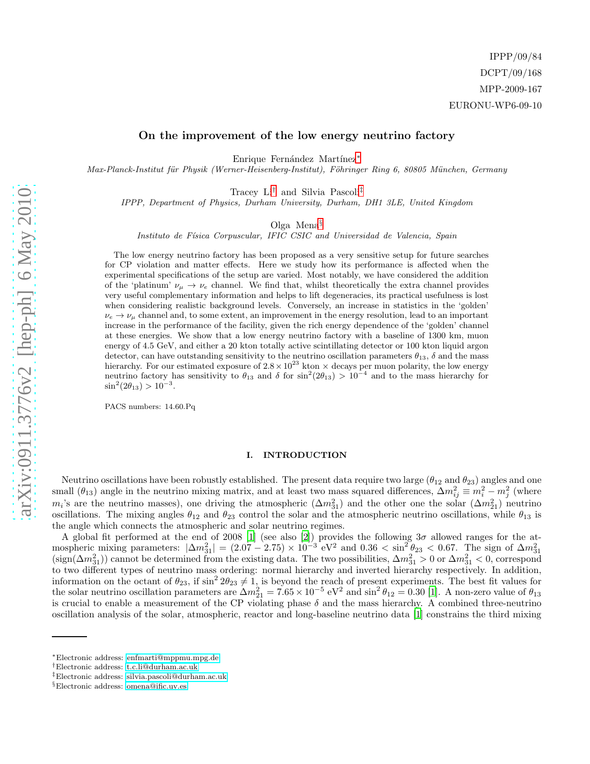IPPP/09/84
DCPT/09/168
MPP-2009-167
EURONU-WP6-09-10

# On the improvement of the low energy neutrino factory

Enrique Fernández Martínez[*]
*Max-Planck-Institut für Physik (Werner-Heisenberg-Institut), Föhringer Ring 6, 80805 München, Germany*

Tracey Li[†] and Silvia Pascoli[‡]
*IPPP, Department of Physics, Durham University, Durham, DH1 3LE, United Kingdom*

Olga Mena[§]
*Instituto de Física Corpuscular, IFIC CSIC and Universidad de Valencia, Spain*

The low energy neutrino factory has been proposed as a very sensitive setup for future searches for CP violation and matter effects. Here we study how its performance is affected when the experimental specifications of the setup are varied. Most notably, we have considered the addition of the 'platinum' $\nu_\mu \to \nu_e$ channel. We find that, whilst theoretically the extra channel provides very useful complementary information and helps to lift degeneracies, its practical usefulness is lost when considering realistic background levels. Conversely, an increase in statistics in the 'golden' $\nu_e \to \nu_\mu$ channel and, to some extent, an improvement in the energy resolution, lead to an important increase in the performance of the facility, given the rich energy dependence of the 'golden' channel at these energies. We show that a low energy neutrino factory with a baseline of 1300 km, muon energy of 4.5 GeV, and either a 20 kton totally active scintillating detector or 100 kton liquid argon detector, can have outstanding sensitivity to the neutrino oscillation parameters $\theta_{13}$, $\delta$ and the mass hierarchy. For our estimated exposure of $2.8 \times 10^{23}$ kton $\times$ decays per muon polarity, the low energy neutrino factory has sensitivity to $\theta_{13}$ and $\delta$ for $\sin^2(2\theta_{13}) > 10^{-4}$ and to the mass hierarchy for $\sin^2(2\theta_{13}) > 10^{-3}$.

PACS numbers: 14.60.Pq

## I. INTRODUCTION

Neutrino oscillations have been robustly established. The present data require two large ($\theta_{12}$ and $\theta_{23}$) angles and one small ($\theta_{13}$) angle in the neutrino mixing matrix, and at least two mass squared differences, $\Delta m^2_{ij} \equiv m^2_i - m^2_j$ (where $m_i$'s are the neutrino masses), one driving the atmospheric ($\Delta m^2_{31}$) and the other one the solar ($\Delta m^2_{21}$) neutrino oscillations. The mixing angles $\theta_{12}$ and $\theta_{23}$ control the solar and the atmospheric neutrino oscillations, while $\theta_{13}$ is the angle which connects the atmospheric and solar neutrino regimes.

A global fit performed at the end of 2008 [1] (see also [2]) provides the following $3\sigma$ allowed ranges for the atmospheric mixing parameters: $|\Delta m^2_{31}| = (2.07 - 2.75) \times 10^{-3}$ eV$^2$ and $0.36 < \sin^2\theta_{23} < 0.67$. The sign of $\Delta m^2_{31}$ (sign($\Delta m^2_{31}$)) cannot be determined from the existing data. The two possibilities, $\Delta m^2_{31} > 0$ or $\Delta m^2_{31} < 0$, correspond to two different types of neutrino mass ordering: normal hierarchy and inverted hierarchy respectively. In addition, information on the octant of $\theta_{23}$, if $\sin^2 2\theta_{23} \neq 1$, is beyond the reach of present experiments. The best fit values for the solar neutrino oscillation parameters are $\Delta m^2_{21} = 7.65 \times 10^{-5}$ eV$^2$ and $\sin^2\theta_{12} = 0.30$ [1]. A non-zero value of $\theta_{13}$ is crucial to enable a measurement of the CP violating phase $\delta$ and the mass hierarchy. A combined three-neutrino oscillation analysis of the solar, atmospheric, reactor and long-baseline neutrino data [1] constrains the third mixing

[*]Electronic address: enfmarti@mppmu.mpg.de
[†]Electronic address: t.c.li@durham.ac.uk
[‡]Electronic address: silvia.pascoli@durham.ac.uk
[§]Electronic address: omena@ific.uv.es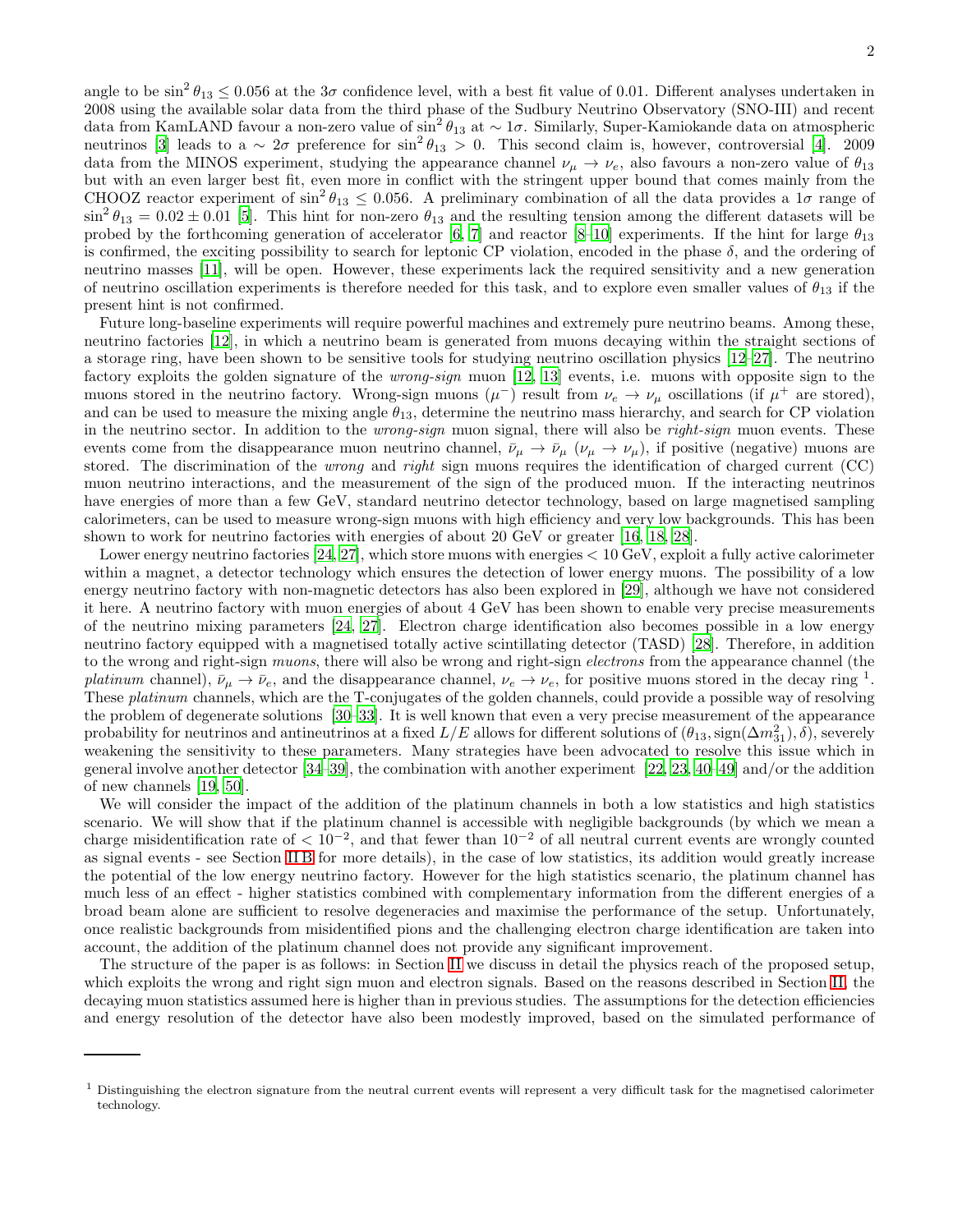angle to be $\sin^2\theta_{13} \leq 0.056$ at the $3\sigma$ confidence level, with a best fit value of 0.01. Different analyses undertaken in 2008 using the available solar data from the third phase of the Sudbury Neutrino Observatory (SNO-III) and recent data from KamLAND favour a non-zero value of $\sin^2\theta_{13}$ at $\sim 1\sigma$. Similarly, Super-Kamiokande data on atmospheric neutrinos [3] leads to a $\sim 2\sigma$ preference for $\sin^2\theta_{13} > 0$. This second claim is, however, controversial [4]. 2009 data from the MINOS experiment, studying the appearance channel $\nu_\mu \to \nu_e$, also favours a non-zero value of $\theta_{13}$ but with an even larger best fit, even more in conflict with the stringent upper bound that comes mainly from the CHOOZ reactor experiment of $\sin^2\theta_{13} \leq 0.056$. A preliminary combination of all the data provides a $1\sigma$ range of $\sin^2\theta_{13} = 0.02 \pm 0.01$ [5]. This hint for non-zero $\theta_{13}$ and the resulting tension among the different datasets will be probed by the forthcoming generation of accelerator [6, 7] and reactor [8–10] experiments. If the hint for large $\theta_{13}$ is confirmed, the exciting possibility to search for leptonic CP violation, encoded in the phase $\delta$, and the ordering of neutrino masses [11], will be open. However, these experiments lack the required sensitivity and a new generation of neutrino oscillation experiments is therefore needed for this task, and to explore even smaller values of $\theta_{13}$ if the present hint is not confirmed.

Future long-baseline experiments will require powerful machines and extremely pure neutrino beams. Among these, neutrino factories [12], in which a neutrino beam is generated from muons decaying within the straight sections of a storage ring, have been shown to be sensitive tools for studying neutrino oscillation physics [12–27]. The neutrino factory exploits the golden signature of the *wrong-sign* muon [12, 13] events, i.e. muons with opposite sign to the muons stored in the neutrino factory. Wrong-sign muons ($\mu^-$) result from $\nu_e \to \nu_\mu$ oscillations (if $\mu^+$ are stored), and can be used to measure the mixing angle $\theta_{13}$, determine the neutrino mass hierarchy, and search for CP violation in the neutrino sector. In addition to the *wrong-sign* muon signal, there will also be *right-sign* muon events. These events come from the disappearance muon neutrino channel, $\bar{\nu}_\mu \to \bar{\nu}_\mu$ ($\nu_\mu \to \nu_\mu$), if positive (negative) muons are stored. The discrimination of the *wrong* and *right* sign muons requires the identification of charged current (CC) muon neutrino interactions, and the measurement of the sign of the produced muon. If the interacting neutrinos have energies of more than a few GeV, standard neutrino detector technology, based on large magnetised sampling calorimeters, can be used to measure wrong-sign muons with high efficiency and very low backgrounds. This has been shown to work for neutrino factories with energies of about 20 GeV or greater [16, 18, 28].

Lower energy neutrino factories [24, 27], which store muons with energies $< 10$ GeV, exploit a fully active calorimeter within a magnet, a detector technology which ensures the detection of lower energy muons. The possibility of a low energy neutrino factory with non-magnetic detectors has also been explored in [29], although we have not considered it here. A neutrino factory with muon energies of about 4 GeV has been shown to enable very precise measurements of the neutrino mixing parameters [24, 27]. Electron charge identification also becomes possible in a low energy neutrino factory equipped with a magnetised totally active scintillating detector (TASD) [28]. Therefore, in addition to the wrong and right-sign *muons*, there will also be wrong and right-sign *electrons* from the appearance channel (the *platinum* channel), $\bar{\nu}_\mu \to \bar{\nu}_e$, and the disappearance channel, $\nu_e \to \nu_e$, for positive muons stored in the decay ring [1]. These *platinum* channels, which are the T-conjugates of the golden channels, could provide a possible way of resolving the problem of degenerate solutions [30–33]. It is well known that even a very precise measurement of the appearance probability for neutrinos and antineutrinos at a fixed $L/E$ allows for different solutions of $(\theta_{13}, \text{sign}(\Delta m^2_{31}), \delta)$, severely weakening the sensitivity to these parameters. Many strategies have been advocated to resolve this issue which in general involve another detector [34–39], the combination with another experiment [22, 23, 40–49] and/or the addition of new channels [19, 50].

We will consider the impact of the addition of the platinum channels in both a low statistics and high statistics scenario. We will show that if the platinum channel is accessible with negligible backgrounds (by which we mean a charge misidentification rate of $< 10^{-2}$, and that fewer than $10^{-2}$ of all neutral current events are wrongly counted as signal events - see Section II B for more details), in the case of low statistics, its addition would greatly increase the potential of the low energy neutrino factory. However for the high statistics scenario, the platinum channel has much less of an effect - higher statistics combined with complementary information from the different energies of a broad beam alone are sufficient to resolve degeneracies and maximise the performance of the setup. Unfortunately, once realistic backgrounds from misidentified pions and the challenging electron charge identification are taken into account, the addition of the platinum channel does not provide any significant improvement.

The structure of the paper is as follows: in Section II we discuss in detail the physics reach of the proposed setup, which exploits the wrong and right sign muon and electron signals. Based on the reasons described in Section II, the decaying muon statistics assumed here is higher than in previous studies. The assumptions for the detection efficiencies and energy resolution of the detector have also been modestly improved, based on the simulated performance of

[1] Distinguishing the electron signature from the neutral current events will represent a very difficult task for the magnetised calorimeter technology.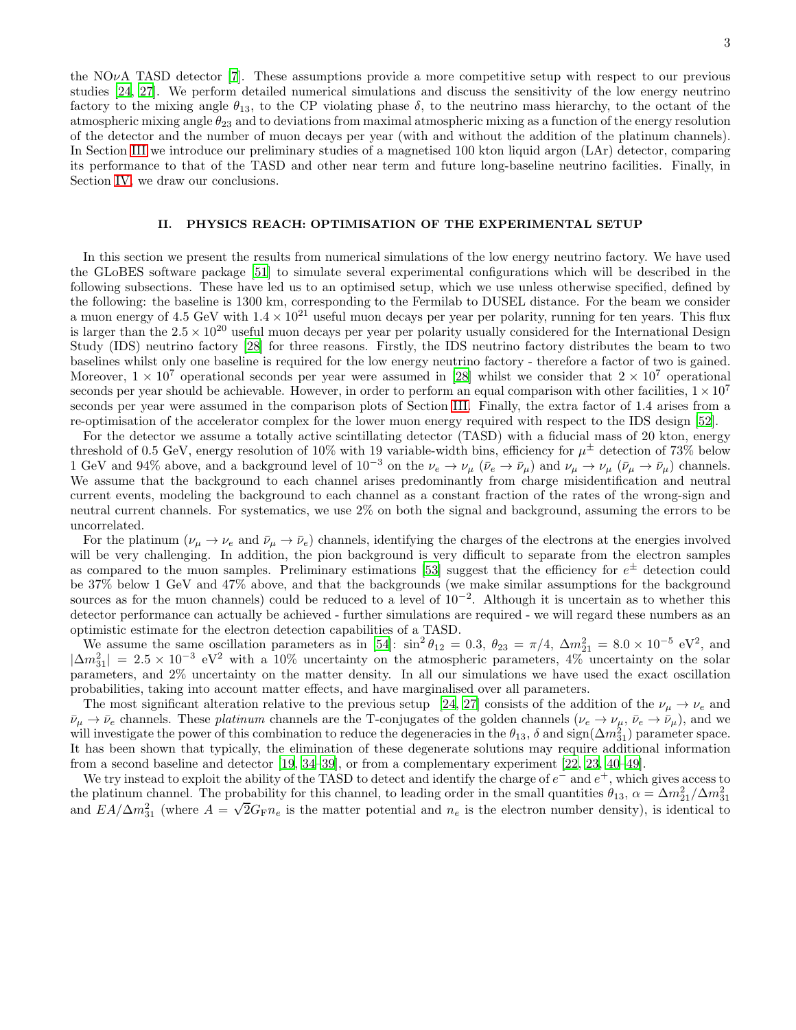the NO$\nu$A TASD detector [7]. These assumptions provide a more competitive setup with respect to our previous studies [24, 27]. We perform detailed numerical simulations and discuss the sensitivity of the low energy neutrino factory to the mixing angle $\theta_{13}$, to the CP violating phase $\delta$, to the neutrino mass hierarchy, to the octant of the atmospheric mixing angle $\theta_{23}$ and to deviations from maximal atmospheric mixing as a function of the energy resolution of the detector and the number of muon decays per year (with and without the addition of the platinum channels). In Section III we introduce our preliminary studies of a magnetised 100 kton liquid argon (LAr) detector, comparing its performance to that of the TASD and other near term and future long-baseline neutrino facilities. Finally, in Section IV, we draw our conclusions.

## II. PHYSICS REACH: OPTIMISATION OF THE EXPERIMENTAL SETUP

In this section we present the results from numerical simulations of the low energy neutrino factory. We have used the GLoBES software package [51] to simulate several experimental configurations which will be described in the following subsections. These have led us to an optimised setup, which we use unless otherwise specified, defined by the following: the baseline is 1300 km, corresponding to the Fermilab to DUSEL distance. For the beam we consider a muon energy of 4.5 GeV with $1.4 \times 10^{21}$ useful muon decays per year per polarity, running for ten years. This flux is larger than the $2.5 \times 10^{20}$ useful muon decays per year per polarity usually considered for the International Design Study (IDS) neutrino factory [28] for three reasons. Firstly, the IDS neutrino factory distributes the beam to two baselines whilst only one baseline is required for the low energy neutrino factory - therefore a factor of two is gained. Moreover, $1 \times 10^{7}$ operational seconds per year were assumed in [28] whilst we consider that $2 \times 10^{7}$ operational seconds per year should be achievable. However, in order to perform an equal comparison with other facilities, $1 \times 10^{7}$ seconds per year were assumed in the comparison plots of Section III. Finally, the extra factor of 1.4 arises from a re-optimisation of the accelerator complex for the lower muon energy required with respect to the IDS design [52].

For the detector we assume a totally active scintillating detector (TASD) with a fiducial mass of 20 kton, energy threshold of 0.5 GeV, energy resolution of 10% with 19 variable-width bins, efficiency for $\mu^{\pm}$ detection of 73% below 1 GeV and 94% above, and a background level of $10^{-3}$ on the $\nu_e \to \nu_\mu$ ($\bar{\nu}_e \to \bar{\nu}_\mu$) and $\nu_\mu \to \nu_\mu$ ($\bar{\nu}_\mu \to \bar{\nu}_\mu$) channels. We assume that the background to each channel arises predominantly from charge misidentification and neutral current events, modeling the background to each channel as a constant fraction of the rates of the wrong-sign and neutral current channels. For systematics, we use 2% on both the signal and background, assuming the errors to be uncorrelated.

For the platinum ($\nu_\mu \to \nu_e$ and $\bar{\nu}_\mu \to \bar{\nu}_e$) channels, identifying the charges of the electrons at the energies involved will be very challenging. In addition, the pion background is very difficult to separate from the electron samples as compared to the muon samples. Preliminary estimations [53] suggest that the efficiency for $e^{\pm}$ detection could be 37% below 1 GeV and 47% above, and that the backgrounds (we make similar assumptions for the background sources as for the muon channels) could be reduced to a level of $10^{-2}$. Although it is uncertain as to whether this detector performance can actually be achieved - further simulations are required - we will regard these numbers as an optimistic estimate for the electron detection capabilities of a TASD.

We assume the same oscillation parameters as in [54]: $\sin^2\theta_{12} = 0.3$, $\theta_{23} = \pi/4$, $\Delta m^2_{21} = 8.0 \times 10^{-5}$ eV$^2$, and $|\Delta m^2_{31}| = 2.5 \times 10^{-3}$ eV$^2$ with a 10% uncertainty on the atmospheric parameters, 4% uncertainty on the solar parameters, and 2% uncertainty on the matter density. In all our simulations we have used the exact oscillation probabilities, taking into account matter effects, and have marginalised over all parameters.

The most significant alteration relative to the previous setup [24, 27] consists of the addition of the $\nu_\mu \to \nu_e$ and $\bar{\nu}_\mu \to \bar{\nu}_e$ channels. These *platinum* channels are the T-conjugates of the golden channels ($\nu_e \to \nu_\mu$, $\bar{\nu}_e \to \bar{\nu}_\mu$), and we will investigate the power of this combination to reduce the degeneracies in the $\theta_{13}$, $\delta$ and sign($\Delta m^2_{31}$) parameter space. It has been shown that typically, the elimination of these degenerate solutions may require additional information from a second baseline and detector [19, 34–39], or from a complementary experiment [22, 23, 40–49].

We try instead to exploit the ability of the TASD to detect and identify the charge of $e^-$ and $e^+$, which gives access to the platinum channel. The probability for this channel, to leading order in the small quantities $\theta_{13}$, $\alpha = \Delta m^2_{21}/\Delta m^2_{31}$ and $EA/\Delta m^2_{31}$ (where $A = \sqrt{2}G_{\rm F}n_e$ is the matter potential and $n_e$ is the electron number density), is identical to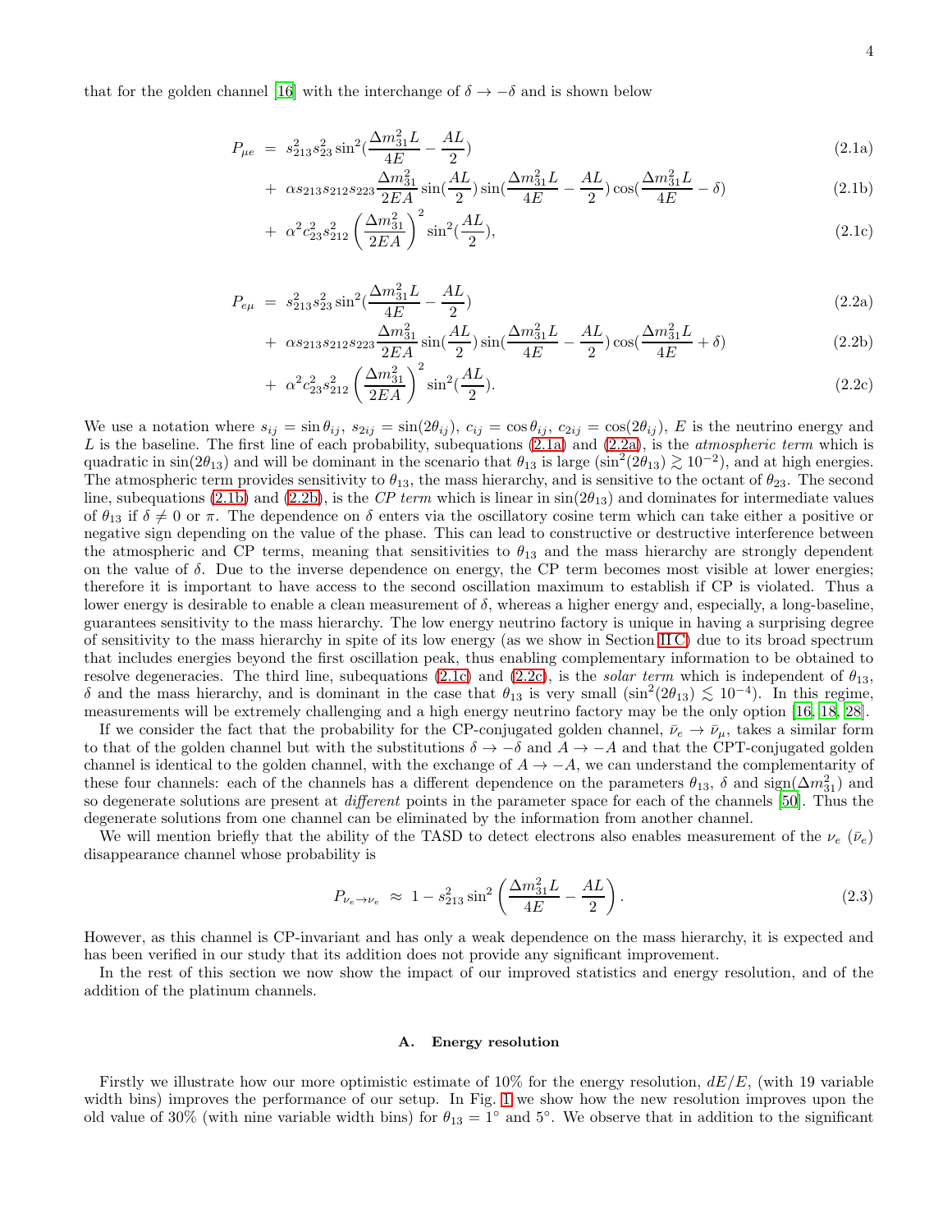that for the golden channel [16] with the interchange of $\delta \to -\delta$ and is shown below

$$
\begin{aligned}
P_{\mu e} \;=\;& s_{213}^2 s_{23}^2 \sin^2\!\left(\frac{\Delta m_{31}^2 L}{4E} - \frac{AL}{2}\right) && \text{(2.1a)}\\
+\;& \alpha s_{213} s_{212} s_{223} \frac{\Delta m_{31}^2}{2EA} \sin\!\left(\frac{AL}{2}\right) \sin\!\left(\frac{\Delta m_{31}^2 L}{4E} - \frac{AL}{2}\right) \cos\!\left(\frac{\Delta m_{31}^2 L}{4E} - \delta\right) && \text{(2.1b)}\\
+\;& \alpha^2 c_{23}^2 s_{212}^2 \left(\frac{\Delta m_{31}^2}{2EA}\right)^2 \sin^2\!\left(\frac{AL}{2}\right), && \text{(2.1c)}
\end{aligned}
$$

$$
\begin{aligned}
P_{e\mu} \;=\;& s_{213}^2 s_{23}^2 \sin^2\!\left(\frac{\Delta m_{31}^2 L}{4E} - \frac{AL}{2}\right) && \text{(2.2a)}\\
+\;& \alpha s_{213} s_{212} s_{223} \frac{\Delta m_{31}^2}{2EA} \sin\!\left(\frac{AL}{2}\right) \sin\!\left(\frac{\Delta m_{31}^2 L}{4E} - \frac{AL}{2}\right) \cos\!\left(\frac{\Delta m_{31}^2 L}{4E} + \delta\right) && \text{(2.2b)}\\
+\;& \alpha^2 c_{23}^2 s_{212}^2 \left(\frac{\Delta m_{31}^2}{2EA}\right)^2 \sin^2\!\left(\frac{AL}{2}\right). && \text{(2.2c)}
\end{aligned}
$$

We use a notation where $s_{ij} = \sin\theta_{ij}$, $s_{2ij} = \sin(2\theta_{ij})$, $c_{ij} = \cos\theta_{ij}$, $c_{2ij} = \cos(2\theta_{ij})$, $E$ is the neutrino energy and $L$ is the baseline. The first line of each probability, subequations (2.1a) and (2.2a), is the *atmospheric term* which is quadratic in $\sin(2\theta_{13})$ and will be dominant in the scenario that $\theta_{13}$ is large ($\sin^2(2\theta_{13}) \gtrsim 10^{-2}$), and at high energies. The atmospheric term provides sensitivity to $\theta_{13}$, the mass hierarchy, and is sensitive to the octant of $\theta_{23}$. The second line, subequations (2.1b) and (2.2b), is the *CP term* which is linear in $\sin(2\theta_{13})$ and dominates for intermediate values of $\theta_{13}$ if $\delta \neq 0$ or $\pi$. The dependence on $\delta$ enters via the oscillatory cosine term which can take either a positive or negative sign depending on the value of the phase. This can lead to constructive or destructive interference between the atmospheric and CP terms, meaning that sensitivities to $\theta_{13}$ and the mass hierarchy are strongly dependent on the value of $\delta$. Due to the inverse dependence on energy, the CP term becomes most visible at lower energies; therefore it is important to have access to the second oscillation maximum to establish if CP is violated. Thus a lower energy is desirable to enable a clean measurement of $\delta$, whereas a higher energy and, especially, a long-baseline, guarantees sensitivity to the mass hierarchy. The low energy neutrino factory is unique in having a surprising degree of sensitivity to the mass hierarchy in spite of its low energy (as we show in Section II C) due to its broad spectrum that includes energies beyond the first oscillation peak, thus enabling complementary information to be obtained to resolve degeneracies. The third line, subequations (2.1c) and (2.2c), is the *solar term* which is independent of $\theta_{13}$, $\delta$ and the mass hierarchy, and is dominant in the case that $\theta_{13}$ is very small ($\sin^2(2\theta_{13}) \lesssim 10^{-4}$). In this regime, measurements will be extremely challenging and a high energy neutrino factory may be the only option [16, 18, 28].

If we consider the fact that the probability for the CP-conjugated golden channel, $\bar{\nu}_e \to \bar{\nu}_\mu$, takes a similar form to that of the golden channel but with the substitutions $\delta \to -\delta$ and $A \to -A$ and that the CPT-conjugated golden channel is identical to the golden channel, with the exchange of $A \to -A$, we can understand the complementarity of these four channels: each of the channels has a different dependence on the parameters $\theta_{13}$, $\delta$ and $\text{sign}(\Delta m_{31}^2)$ and so degenerate solutions are present at *different* points in the parameter space for each of the channels [50]. Thus the degenerate solutions from one channel can be eliminated by the information from another channel.

We will mention briefly that the ability of the TASD to detect electrons also enables measurement of the $\nu_e$ ($\bar{\nu}_e$) disappearance channel whose probability is

$$
P_{\nu_e \to \nu_e} \;\approx\; 1 - s_{213}^2 \sin^2\left(\frac{\Delta m_{31}^2 L}{4E} - \frac{AL}{2}\right). \tag{2.3}
$$

However, as this channel is CP-invariant and has only a weak dependence on the mass hierarchy, it is expected and has been verified in our study that its addition does not provide any significant improvement.

In the rest of this section we now show the impact of our improved statistics and energy resolution, and of the addition of the platinum channels.

### A. Energy resolution

Firstly we illustrate how our more optimistic estimate of 10% for the energy resolution, $dE/E$, (with 19 variable width bins) improves the performance of our setup. In Fig. 1 we show how the new resolution improves upon the old value of 30% (with nine variable width bins) for $\theta_{13} = 1^\circ$ and $5^\circ$. We observe that in addition to the significant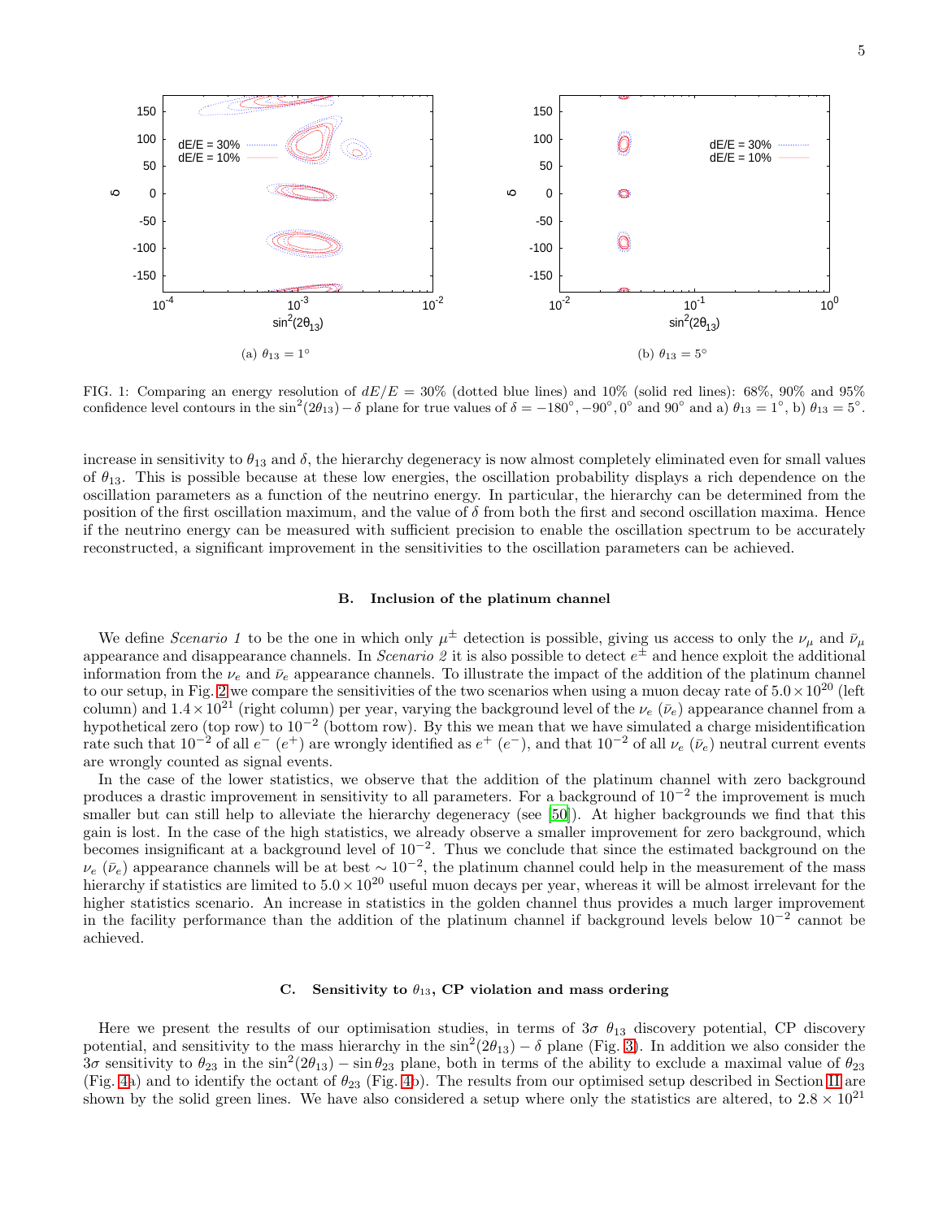(a) $\theta_{13} = 1^\circ$

(b) $\theta_{13} = 5^\circ$

FIG. 1: Comparing an energy resolution of $dE/E = 30\%$ (dotted blue lines) and 10% (solid red lines): 68%, 90% and 95% confidence level contours in the $\sin^2(2\theta_{13}) - \delta$ plane for true values of $\delta = -180^\circ, -90^\circ, 0^\circ$ and $90^\circ$ and a) $\theta_{13} = 1^\circ$, b) $\theta_{13} = 5^\circ$.

increase in sensitivity to $\theta_{13}$ and $\delta$, the hierarchy degeneracy is now almost completely eliminated even for small values of $\theta_{13}$. This is possible because at these low energies, the oscillation probability displays a rich dependence on the oscillation parameters as a function of the neutrino energy. In particular, the hierarchy can be determined from the position of the first oscillation maximum, and the value of $\delta$ from both the first and second oscillation maxima. Hence if the neutrino energy can be measured with sufficient precision to enable the oscillation spectrum to be accurately reconstructed, a significant improvement in the sensitivities to the oscillation parameters can be achieved.

### B. Inclusion of the platinum channel

We define *Scenario 1* to be the one in which only $\mu^\pm$ detection is possible, giving us access to only the $\nu_\mu$ and $\bar{\nu}_\mu$ appearance and disappearance channels. In *Scenario 2* it is also possible to detect $e^\pm$ and hence exploit the additional information from the $\nu_e$ and $\bar{\nu}_e$ appearance channels. To illustrate the impact of the addition of the platinum channel to our setup, in Fig. 2 we compare the sensitivities of the two scenarios when using a muon decay rate of $5.0 \times 10^{20}$ (left column) and $1.4 \times 10^{21}$ (right column) per year, varying the background level of the $\nu_e$ ($\bar{\nu}_e$) appearance channel from a hypothetical zero (top row) to $10^{-2}$ (bottom row). By this we mean that we have simulated a charge misidentification rate such that $10^{-2}$ of all $e^-$ ($e^+$) are wrongly identified as $e^+$ ($e^-$), and that $10^{-2}$ of all $\nu_e$ ($\bar{\nu}_e$) neutral current events are wrongly counted as signal events.

In the case of the lower statistics, we observe that the addition of the platinum channel with zero background produces a drastic improvement in sensitivity to all parameters. For a background of $10^{-2}$ the improvement is much smaller but can still help to alleviate the hierarchy degeneracy (see [50]). At higher backgrounds we find that this gain is lost. In the case of the high statistics, we already observe a smaller improvement for zero background, which becomes insignificant at a background level of $10^{-2}$. Thus we conclude that since the estimated background on the $\nu_e$ ($\bar{\nu}_e$) appearance channels will be at best $\sim 10^{-2}$, the platinum channel could help in the measurement of the mass hierarchy if statistics are limited to $5.0 \times 10^{20}$ useful muon decays per year, whereas it will be almost irrelevant for the higher statistics scenario. An increase in statistics in the golden channel thus provides a much larger improvement in the facility performance than the addition of the platinum channel if background levels below $10^{-2}$ cannot be achieved.

### C. Sensitivity to $\theta_{13}$, CP violation and mass ordering

Here we present the results of our optimisation studies, in terms of $3\sigma$ $\theta_{13}$ discovery potential, CP discovery potential, and sensitivity to the mass hierarchy in the $\sin^2(2\theta_{13}) - \delta$ plane (Fig. 3). In addition we also consider the $3\sigma$ sensitivity to $\theta_{23}$ in the $\sin^2(2\theta_{13}) - \sin\theta_{23}$ plane, both in terms of the ability to exclude a maximal value of $\theta_{23}$ (Fig. 4a) and to identify the octant of $\theta_{23}$ (Fig. 4b). The results from our optimised setup described in Section II are shown by the solid green lines. We have also considered a setup where only the statistics are altered, to $2.8 \times 10^{21}$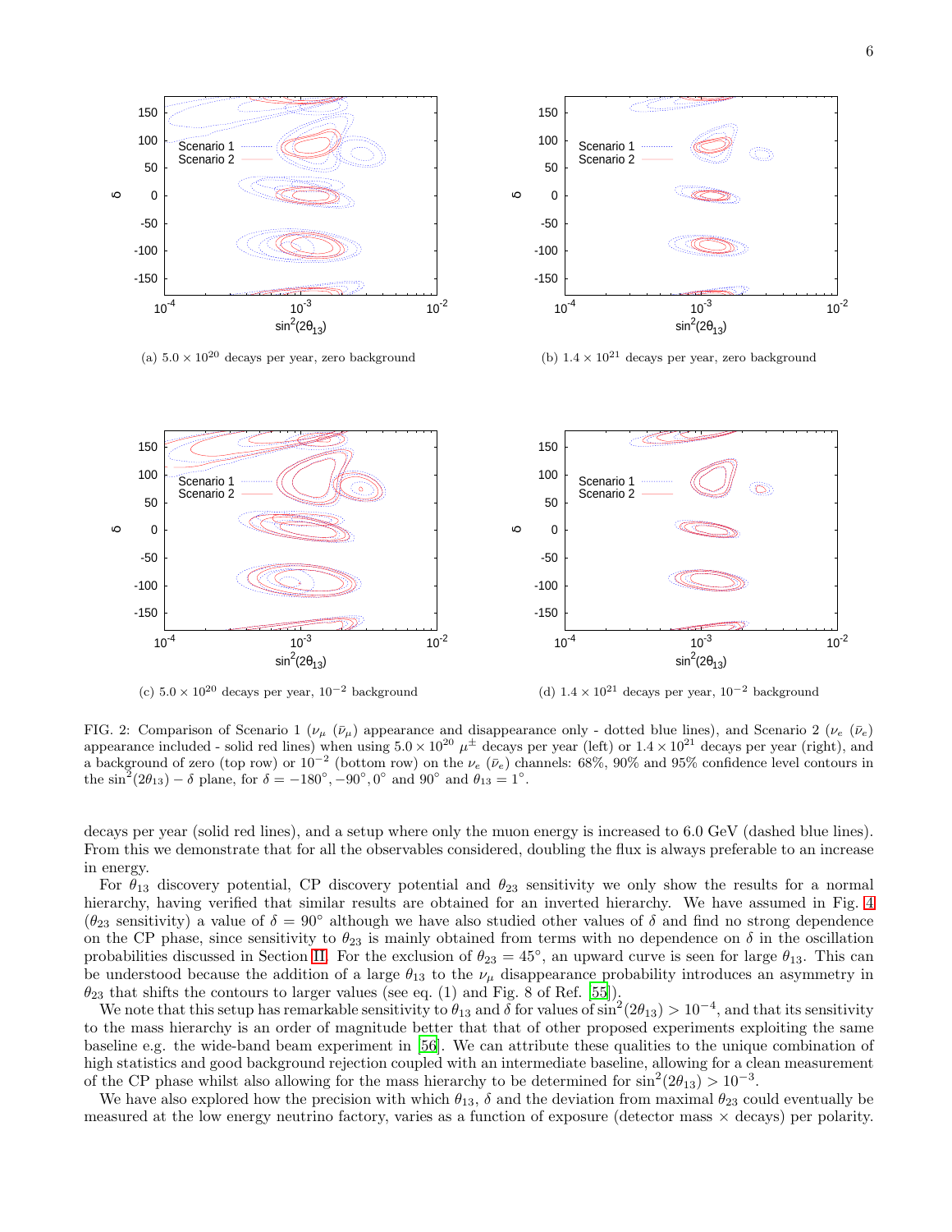(a) $5.0 \times 10^{20}$ decays per year, zero background

(b) $1.4 \times 10^{21}$ decays per year, zero background

(c) $5.0 \times 10^{20}$ decays per year, $10^{-2}$ background

(d) $1.4 \times 10^{21}$ decays per year, $10^{-2}$ background

FIG. 2: Comparison of Scenario 1 ($\nu_\mu$ ($\bar{\nu}_\mu$) appearance and disappearance only - dotted blue lines), and Scenario 2 ($\nu_e$ ($\bar{\nu}_e$) appearance included - solid red lines) when using $5.0 \times 10^{20}$ $\mu^\pm$ decays per year (left) or $1.4 \times 10^{21}$ decays per year (right), and a background of zero (top row) or $10^{-2}$ (bottom row) on the $\nu_e$ ($\bar{\nu}_e$) channels: 68%, 90% and 95% confidence level contours in the $\sin^2(2\theta_{13}) - \delta$ plane, for $\delta = -180^\circ, -90^\circ, 0^\circ$ and $90^\circ$ and $\theta_{13} = 1^\circ$.

decays per year (solid red lines), and a setup where only the muon energy is increased to 6.0 GeV (dashed blue lines). From this we demonstrate that for all the observables considered, doubling the flux is always preferable to an increase in energy.

For $\theta_{13}$ discovery potential, CP discovery potential and $\theta_{23}$ sensitivity we only show the results for a normal hierarchy, having verified that similar results are obtained for an inverted hierarchy. We have assumed in Fig. 4 ($\theta_{23}$ sensitivity) a value of $\delta = 90^\circ$ although we have also studied other values of $\delta$ and find no strong dependence on the CP phase, since sensitivity to $\theta_{23}$ is mainly obtained from terms with no dependence on $\delta$ in the oscillation probabilities discussed in Section II. For the exclusion of $\theta_{23} = 45^\circ$, an upward curve is seen for large $\theta_{13}$. This can be understood because the addition of a large $\theta_{13}$ to the $\nu_\mu$ disappearance probability introduces an asymmetry in $\theta_{23}$ that shifts the contours to larger values (see eq. (1) and Fig. 8 of Ref. [55]).

We note that this setup has remarkable sensitivity to $\theta_{13}$ and $\delta$ for values of $\sin^2(2\theta_{13}) > 10^{-4}$, and that its sensitivity to the mass hierarchy is an order of magnitude better that that of other proposed experiments exploiting the same baseline e.g. the wide-band beam experiment in [56]. We can attribute these qualities to the unique combination of high statistics and good background rejection coupled with an intermediate baseline, allowing for a clean measurement of the CP phase whilst also allowing for the mass hierarchy to be determined for $\sin^2(2\theta_{13}) > 10^{-3}$.

We have also explored how the precision with which $\theta_{13}$, $\delta$ and the deviation from maximal $\theta_{23}$ could eventually be measured at the low energy neutrino factory, varies as a function of exposure (detector mass $\times$ decays) per polarity.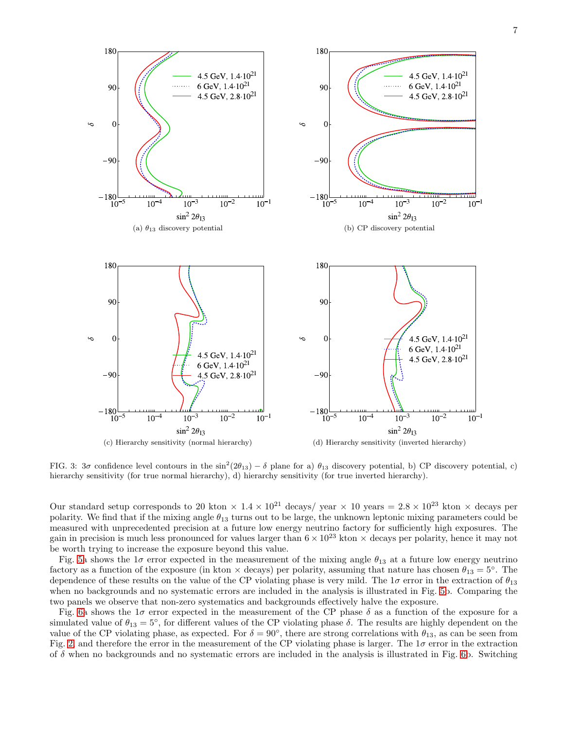(a) $\theta_{13}$ discovery potential

(b) CP discovery potential

(c) Hierarchy sensitivity (normal hierarchy)

(d) Hierarchy sensitivity (inverted hierarchy)

FIG. 3: $3\sigma$ confidence level contours in the $\sin^2(2\theta_{13}) - \delta$ plane for a) $\theta_{13}$ discovery potential, b) CP discovery potential, c) hierarchy sensitivity (for true normal hierarchy), d) hierarchy sensitivity (for true inverted hierarchy).

Our standard setup corresponds to 20 kton $\times$ $1.4 \times 10^{21}$ decays/ year $\times$ 10 years = $2.8 \times 10^{23}$ kton $\times$ decays per polarity. We find that if the mixing angle $\theta_{13}$ turns out to be large, the unknown leptonic mixing parameters could be measured with unprecedented precision at a future low energy neutrino factory for sufficiently high exposures. The gain in precision is much less pronounced for values larger than $6 \times 10^{23}$ kton $\times$ decays per polarity, hence it may not be worth trying to increase the exposure beyond this value.

Fig. 5a shows the $1\sigma$ error expected in the measurement of the mixing angle $\theta_{13}$ at a future low energy neutrino factory as a function of the exposure (in kton $\times$ decays) per polarity, assuming that nature has chosen $\theta_{13} = 5°$. The dependence of these results on the value of the CP violating phase is very mild. The $1\sigma$ error in the extraction of $\theta_{13}$ when no backgrounds and no systematic errors are included in the analysis is illustrated in Fig. 5b. Comparing the two panels we observe that non-zero systematics and backgrounds effectively halve the exposure.

Fig. 6a shows the $1\sigma$ error expected in the measurement of the CP phase $\delta$ as a function of the exposure for a simulated value of $\theta_{13} = 5°$, for different values of the CP violating phase $\delta$. The results are highly dependent on the value of the CP violating phase, as expected. For $\delta = 90°$, there are strong correlations with $\theta_{13}$, as can be seen from Fig. 2, and therefore the error in the measurement of the CP violating phase is larger. The $1\sigma$ error in the extraction of $\delta$ when no backgrounds and no systematic errors are included in the analysis is illustrated in Fig. 6b. Switching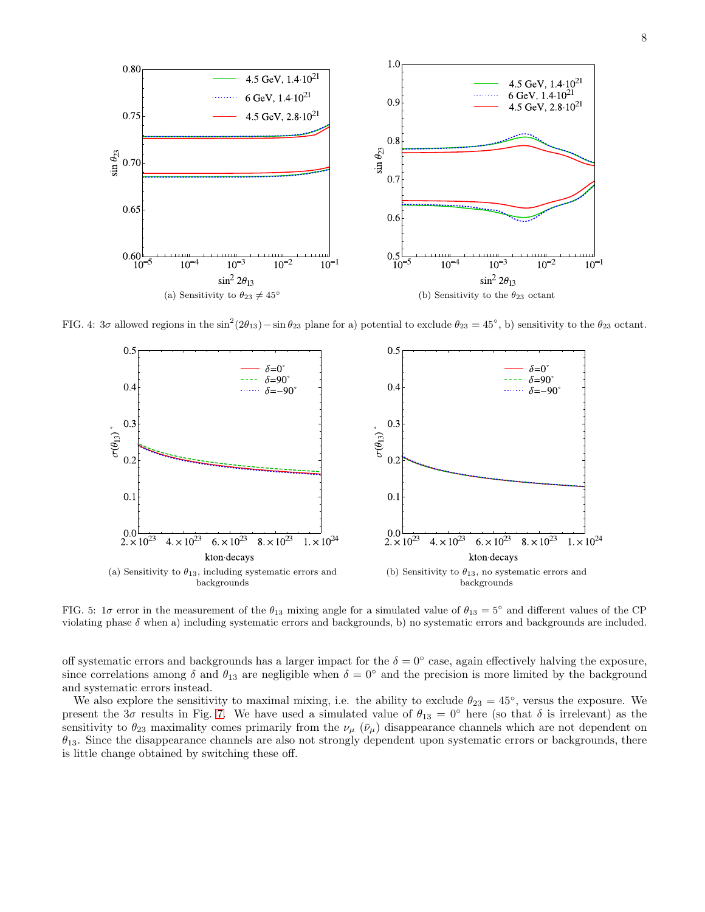(a) Sensitivity to $\theta_{23} \neq 45°$

(b) Sensitivity to the $\theta_{23}$ octant

FIG. 4: $3\sigma$ allowed regions in the $\sin^2(2\theta_{13}) - \sin\theta_{23}$ plane for a) potential to exclude $\theta_{23} = 45°$, b) sensitivity to the $\theta_{23}$ octant.

(a) Sensitivity to $\theta_{13}$, including systematic errors and backgrounds

(b) Sensitivity to $\theta_{13}$, no systematic errors and backgrounds

FIG. 5: $1\sigma$ error in the measurement of the $\theta_{13}$ mixing angle for a simulated value of $\theta_{13} = 5°$ and different values of the CP violating phase $\delta$ when a) including systematic errors and backgrounds, b) no systematic errors and backgrounds are included.

off systematic errors and backgrounds has a larger impact for the $\delta = 0°$ case, again effectively halving the exposure, since correlations among $\delta$ and $\theta_{13}$ are negligible when $\delta = 0°$ and the precision is more limited by the background and systematic errors instead.

We also explore the sensitivity to maximal mixing, i.e. the ability to exclude $\theta_{23} = 45°$, versus the exposure. We present the $3\sigma$ results in Fig. 7. We have used a simulated value of $\theta_{13} = 0°$ here (so that $\delta$ is irrelevant) as the sensitivity to $\theta_{23}$ maximality comes primarily from the $\nu_\mu$ ($\bar{\nu}_\mu$) disappearance channels which are not dependent on $\theta_{13}$. Since the disappearance channels are also not strongly dependent upon systematic errors or backgrounds, there is little change obtained by switching these off.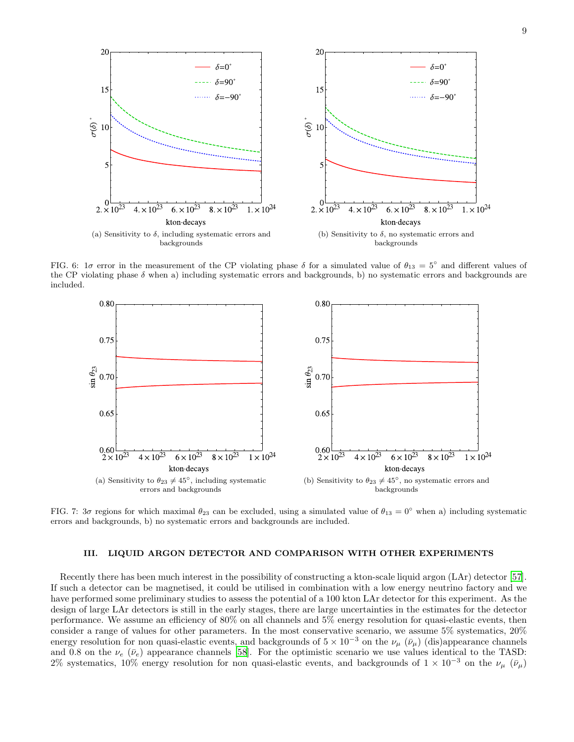(a) Sensitivity to $\delta$, including systematic errors and backgrounds

(b) Sensitivity to $\delta$, no systematic errors and backgrounds

FIG. 6: $1\sigma$ error in the measurement of the CP violating phase $\delta$ for a simulated value of $\theta_{13} = 5^\circ$ and different values of the CP violating phase $\delta$ when a) including systematic errors and backgrounds, b) no systematic errors and backgrounds are included.

(a) Sensitivity to $\theta_{23} \neq 45^\circ$, including systematic errors and backgrounds

(b) Sensitivity to $\theta_{23} \neq 45^\circ$, no systematic errors and backgrounds

FIG. 7: $3\sigma$ regions for which maximal $\theta_{23}$ can be excluded, using a simulated value of $\theta_{13} = 0^\circ$ when a) including systematic errors and backgrounds, b) no systematic errors and backgrounds are included.

## III. LIQUID ARGON DETECTOR AND COMPARISON WITH OTHER EXPERIMENTS

Recently there has been much interest in the possibility of constructing a kton-scale liquid argon (LAr) detector [57]. If such a detector can be magnetised, it could be utilised in combination with a low energy neutrino factory and we have performed some preliminary studies to assess the potential of a 100 kton LAr detector for this experiment. As the design of large LAr detectors is still in the early stages, there are large uncertainties in the estimates for the detector performance. We assume an efficiency of 80% on all channels and 5% energy resolution for quasi-elastic events, then consider a range of values for other parameters. In the most conservative scenario, we assume 5% systematics, 20% energy resolution for non quasi-elastic events, and backgrounds of $5 \times 10^{-3}$ on the $\nu_\mu$ ($\bar{\nu}_\mu$) (dis)appearance channels and 0.8 on the $\nu_e$ ($\bar{\nu}_e$) appearance channels [58]. For the optimistic scenario we use values identical to the TASD: 2% systematics, 10% energy resolution for non quasi-elastic events, and backgrounds of $1 \times 10^{-3}$ on the $\nu_\mu$ ($\bar{\nu}_\mu$)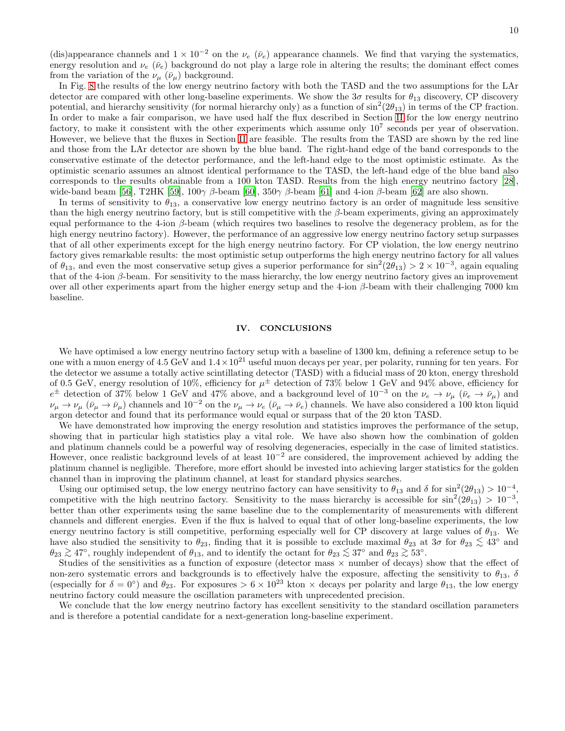(dis)appearance channels and $1 \times 10^{-2}$ on the $\nu_e$ ($\bar{\nu}_e$) appearance channels. We find that varying the systematics, energy resolution and $\nu_e$ ($\bar{\nu}_e$) background do not play a large role in altering the results; the dominant effect comes from the variation of the $\nu_\mu$ ($\bar{\nu}_\mu$) background.

In Fig. 8 the results of the low energy neutrino factory with both the TASD and the two assumptions for the LAr detector are compared with other long-baseline experiments. We show the $3\sigma$ results for $\theta_{13}$ discovery, CP discovery potential, and hierarchy sensitivity (for normal hierarchy only) as a function of $\sin^2(2\theta_{13})$ in terms of the CP fraction. In order to make a fair comparison, we have used half the flux described in Section II for the low energy neutrino factory, to make it consistent with the other experiments which assume only $10^7$ seconds per year of observation. However, we believe that the fluxes in Section II are feasible. The results from the TASD are shown by the red line and those from the LAr detector are shown by the blue band. The right-hand edge of the band corresponds to the conservative estimate of the detector performance, and the left-hand edge to the most optimistic estimate. As the optimistic scenario assumes an almost identical performance to the TASD, the left-hand edge of the blue band also corresponds to the results obtainable from a 100 kton TASD. Results from the high energy neutrino factory [28], wide-band beam [56], T2HK [59], $100\gamma$ $\beta$-beam [60], $350\gamma$ $\beta$-beam [61] and 4-ion $\beta$-beam [62] are also shown.

In terms of sensitivity to $\theta_{13}$, a conservative low energy neutrino factory is an order of magnitude less sensitive than the high energy neutrino factory, but is still competitive with the $\beta$-beam experiments, giving an approximately equal performance to the 4-ion $\beta$-beam (which requires two baselines to resolve the degeneracy problem, as for the high energy neutrino factory). However, the performance of an aggressive low energy neutrino factory setup surpasses that of all other experiments except for the high energy neutrino factory. For CP violation, the low energy neutrino factory gives remarkable results: the most optimistic setup outperforms the high energy neutrino factory for all values of $\theta_{13}$, and even the most conservative setup gives a superior performance for $\sin^2(2\theta_{13}) > 2 \times 10^{-3}$, again equaling that of the 4-ion $\beta$-beam. For sensitivity to the mass hierarchy, the low energy neutrino factory gives an improvement over all other experiments apart from the higher energy setup and the 4-ion $\beta$-beam with their challenging 7000 km baseline.

## IV. CONCLUSIONS

We have optimised a low energy neutrino factory setup with a baseline of 1300 km, defining a reference setup to be one with a muon energy of 4.5 GeV and $1.4 \times 10^{21}$ useful muon decays per year, per polarity, running for ten years. For the detector we assume a totally active scintillating detector (TASD) with a fiducial mass of 20 kton, energy threshold of 0.5 GeV, energy resolution of 10%, efficiency for $\mu^\pm$ detection of 73% below 1 GeV and 94% above, efficiency for $e^\pm$ detection of 37% below 1 GeV and 47% above, and a background level of $10^{-3}$ on the $\nu_e \to \nu_\mu$ ($\bar{\nu}_e \to \bar{\nu}_\mu$) and $\nu_\mu \to \nu_\mu$ ($\bar{\nu}_\mu \to \bar{\nu}_\mu$) channels and $10^{-2}$ on the $\nu_\mu \to \nu_e$ ($\bar{\nu}_\mu \to \bar{\nu}_e$) channels. We have also considered a 100 kton liquid argon detector and found that its performance would equal or surpass that of the 20 kton TASD.

We have demonstrated how improving the energy resolution and statistics improves the performance of the setup, showing that in particular high statistics play a vital role. We have also shown how the combination of golden and platinum channels could be a powerful way of resolving degeneracies, especially in the case of limited statistics. However, once realistic background levels of at least $10^{-2}$ are considered, the improvement achieved by adding the platinum channel is negligible. Therefore, more effort should be invested into achieving larger statistics for the golden channel than in improving the platinum channel, at least for standard physics searches.

Using our optimised setup, the low energy neutrino factory can have sensitivity to $\theta_{13}$ and $\delta$ for $\sin^2(2\theta_{13}) > 10^{-4}$, competitive with the high neutrino factory. Sensitivity to the mass hierarchy is accessible for $\sin^2(2\theta_{13}) > 10^{-3}$, better than other experiments using the same baseline due to the complementarity of measurements with different channels and different energies. Even if the flux is halved to equal that of other long-baseline experiments, the low energy neutrino factory is still competitive, performing especially well for CP discovery at large values of $\theta_{13}$. We have also studied the sensitivity to $\theta_{23}$, finding that it is possible to exclude maximal $\theta_{23}$ at $3\sigma$ for $\theta_{23} \lesssim 43^\circ$ and $\theta_{23} \gtrsim 47^\circ$, roughly independent of $\theta_{13}$, and to identify the octant for $\theta_{23} \lesssim 37^\circ$ and $\theta_{23} \gtrsim 53^\circ$.

Studies of the sensitivities as a function of exposure (detector mass $\times$ number of decays) show that the effect of non-zero systematic errors and backgrounds is to effectively halve the exposure, affecting the sensitivity to $\theta_{13}$, $\delta$ (especially for $\delta = 0^\circ$) and $\theta_{23}$. For exposures $> 6 \times 10^{23}$ kton $\times$ decays per polarity and large $\theta_{13}$, the low energy neutrino factory could measure the oscillation parameters with unprecedented precision.

We conclude that the low energy neutrino factory has excellent sensitivity to the standard oscillation parameters and is therefore a potential candidate for a next-generation long-baseline experiment.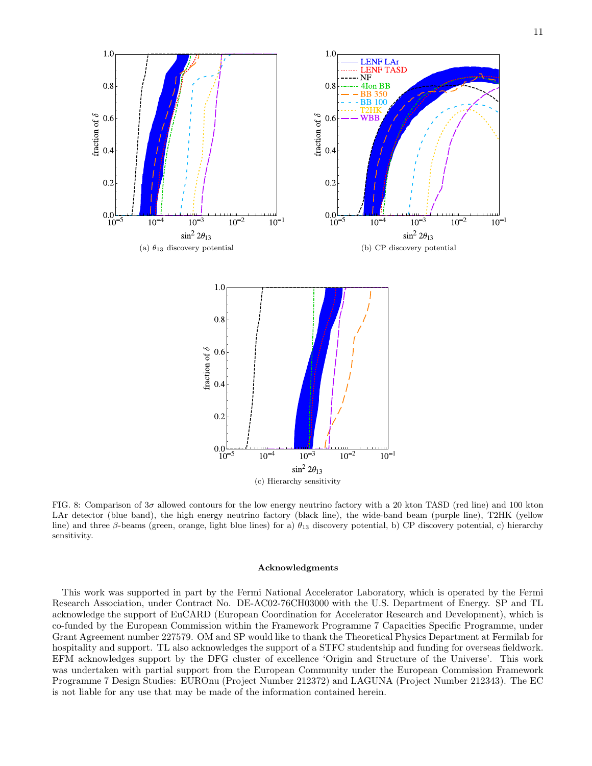(a) $\theta_{13}$ discovery potential

(b) CP discovery potential

(c) Hierarchy sensitivity

FIG. 8: Comparison of $3\sigma$ allowed contours for the low energy neutrino factory with a 20 kton TASD (red line) and 100 kton LAr detector (blue band), the high energy neutrino factory (black line), the wide-band beam (purple line), T2HK (yellow line) and three $\beta$-beams (green, orange, light blue lines) for a) $\theta_{13}$ discovery potential, b) CP discovery potential, c) hierarchy sensitivity.

## Acknowledgments

This work was supported in part by the Fermi National Accelerator Laboratory, which is operated by the Fermi Research Association, under Contract No. DE-AC02-76CH03000 with the U.S. Department of Energy. SP and TL acknowledge the support of EuCARD (European Coordination for Accelerator Research and Development), which is co-funded by the European Commission within the Framework Programme 7 Capacities Specific Programme, under Grant Agreement number 227579. OM and SP would like to thank the Theoretical Physics Department at Fermilab for hospitality and support. TL also acknowledges the support of a STFC studentship and funding for overseas fieldwork. EFM acknowledges support by the DFG cluster of excellence 'Origin and Structure of the Universe'. This work was undertaken with partial support from the European Community under the European Commission Framework Programme 7 Design Studies: EUROnu (Project Number 212372) and LAGUNA (Project Number 212343). The EC is not liable for any use that may be made of the information contained herein.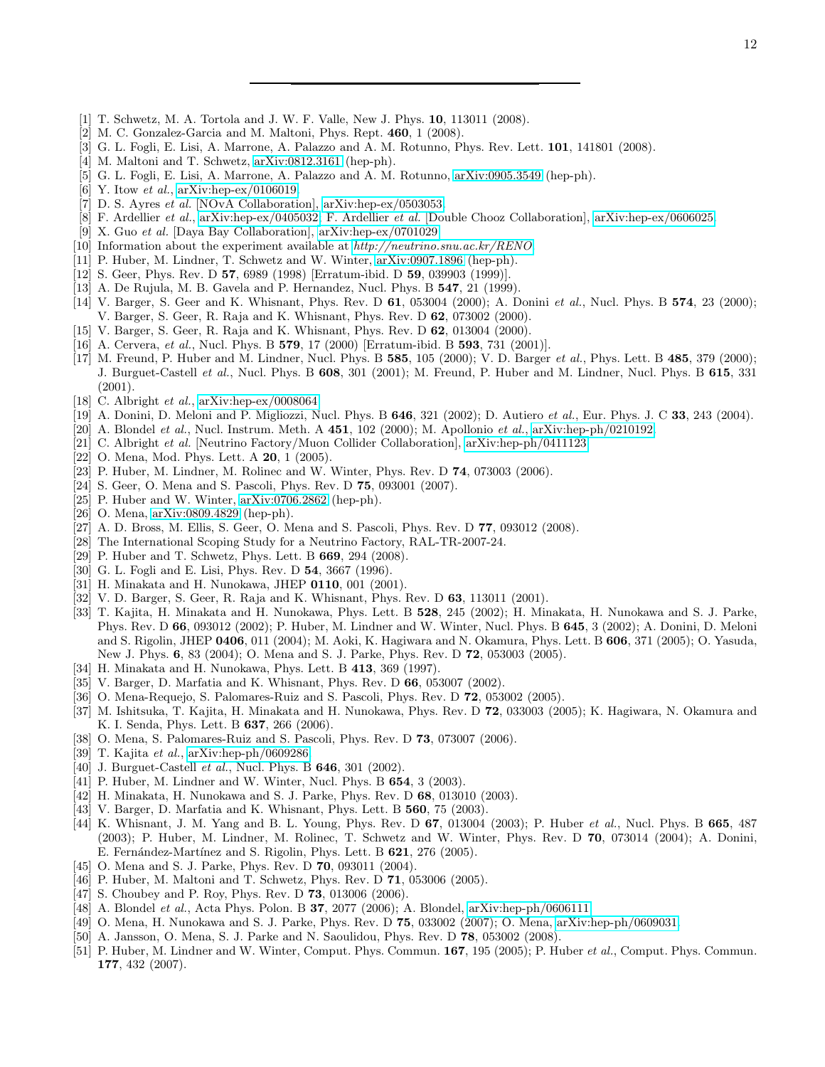---

[1] T. Schwetz, M. A. Tortola and J. W. F. Valle, New J. Phys. **10**, 113011 (2008).
[2] M. C. Gonzalez-Garcia and M. Maltoni, Phys. Rept. **460**, 1 (2008).
[3] G. L. Fogli, E. Lisi, A. Marrone, A. Palazzo and A. M. Rotunno, Phys. Rev. Lett. **101**, 141801 (2008).
[4] M. Maltoni and T. Schwetz, arXiv:0812.3161 (hep-ph).
[5] G. L. Fogli, E. Lisi, A. Marrone, A. Palazzo and A. M. Rotunno, arXiv:0905.3549 (hep-ph).
[6] Y. Itow *et al.*, arXiv:hep-ex/0106019.
[7] D. S. Ayres *et al.* [NOvA Collaboration], arXiv:hep-ex/0503053.
[8] F. Ardellier *et al.*, arXiv:hep-ex/0405032; F. Ardellier *et al.* [Double Chooz Collaboration], arXiv:hep-ex/0606025.
[9] X. Guo *et al.* [Daya Bay Collaboration], arXiv:hep-ex/0701029.
[10] Information about the experiment available at *http://neutrino.snu.ac.kr/RENO*
[11] P. Huber, M. Lindner, T. Schwetz and W. Winter, arXiv:0907.1896 (hep-ph).
[12] S. Geer, Phys. Rev. D **57**, 6989 (1998) [Erratum-ibid. D **59**, 039903 (1999)].
[13] A. De Rujula, M. B. Gavela and P. Hernandez, Nucl. Phys. B **547**, 21 (1999).
[14] V. Barger, S. Geer and K. Whisnant, Phys. Rev. D **61**, 053004 (2000); A. Donini *et al.*, Nucl. Phys. B **574**, 23 (2000); V. Barger, S. Geer, R. Raja and K. Whisnant, Phys. Rev. D **62**, 073002 (2000).
[15] V. Barger, S. Geer, R. Raja and K. Whisnant, Phys. Rev. D **62**, 013004 (2000).
[16] A. Cervera, *et al.*, Nucl. Phys. B **579**, 17 (2000) [Erratum-ibid. B **593**, 731 (2001)].
[17] M. Freund, P. Huber and M. Lindner, Nucl. Phys. B **585**, 105 (2000); V. D. Barger *et al.*, Phys. Lett. B **485**, 379 (2000); J. Burguet-Castell *et al.*, Nucl. Phys. B **608**, 301 (2001); M. Freund, P. Huber and M. Lindner, Nucl. Phys. B **615**, 331 (2001).
[18] C. Albright *et al.*, arXiv:hep-ex/0008064.
[19] A. Donini, D. Meloni and P. Migliozzi, Nucl. Phys. B **646**, 321 (2002); D. Autiero *et al.*, Eur. Phys. J. C **33**, 243 (2004).
[20] A. Blondel *et al.*, Nucl. Instrum. Meth. A **451**, 102 (2000); M. Apollonio *et al.*, arXiv:hep-ph/0210192.
[21] C. Albright *et al.* [Neutrino Factory/Muon Collider Collaboration], arXiv:hep-ph/0411123.
[22] O. Mena, Mod. Phys. Lett. A **20**, 1 (2005).
[23] P. Huber, M. Lindner, M. Rolinec and W. Winter, Phys. Rev. D **74**, 073003 (2006).
[24] S. Geer, O. Mena and S. Pascoli, Phys. Rev. D **75**, 093001 (2007).
[25] P. Huber and W. Winter, arXiv:0706.2862 (hep-ph).
[26] O. Mena, arXiv:0809.4829 (hep-ph).
[27] A. D. Bross, M. Ellis, S. Geer, O. Mena and S. Pascoli, Phys. Rev. D **77**, 093012 (2008).
[28] The International Scoping Study for a Neutrino Factory, RAL-TR-2007-24.
[29] P. Huber and T. Schwetz, Phys. Lett. B **669**, 294 (2008).
[30] G. L. Fogli and E. Lisi, Phys. Rev. D **54**, 3667 (1996).
[31] H. Minakata and H. Nunokawa, JHEP **0110**, 001 (2001).
[32] V. D. Barger, S. Geer, R. Raja and K. Whisnant, Phys. Rev. D **63**, 113011 (2001).
[33] T. Kajita, H. Minakata and H. Nunokawa, Phys. Lett. B **528**, 245 (2002); H. Minakata, H. Nunokawa and S. J. Parke, Phys. Rev. D **66**, 093012 (2002); P. Huber, M. Lindner and W. Winter, Nucl. Phys. B **645**, 3 (2002); A. Donini, D. Meloni and S. Rigolin, JHEP **0406**, 011 (2004); M. Aoki, K. Hagiwara and N. Okamura, Phys. Lett. B **606**, 371 (2005); O. Yasuda, New J. Phys. **6**, 83 (2004); O. Mena and S. J. Parke, Phys. Rev. D **72**, 053003 (2005).
[34] H. Minakata and H. Nunokawa, Phys. Lett. B **413**, 369 (1997).
[35] V. Barger, D. Marfatia and K. Whisnant, Phys. Rev. D **66**, 053007 (2002).
[36] O. Mena-Requejo, S. Palomares-Ruiz and S. Pascoli, Phys. Rev. D **72**, 053002 (2005).
[37] M. Ishitsuka, T. Kajita, H. Minakata and H. Nunokawa, Phys. Rev. D **72**, 033003 (2005); K. Hagiwara, N. Okamura and K. I. Senda, Phys. Lett. B **637**, 266 (2006).
[38] O. Mena, S. Palomares-Ruiz and S. Pascoli, Phys. Rev. D **73**, 073007 (2006).
[39] T. Kajita *et al.*, arXiv:hep-ph/0609286.
[40] J. Burguet-Castell *et al.*, Nucl. Phys. B **646**, 301 (2002).
[41] P. Huber, M. Lindner and W. Winter, Nucl. Phys. B **654**, 3 (2003).
[42] H. Minakata, H. Nunokawa and S. J. Parke, Phys. Rev. D **68**, 013010 (2003).
[43] V. Barger, D. Marfatia and K. Whisnant, Phys. Lett. B **560**, 75 (2003).
[44] K. Whisnant, J. M. Yang and B. L. Young, Phys. Rev. D **67**, 013004 (2003); P. Huber *et al.*, Nucl. Phys. B **665**, 487 (2003); P. Huber, M. Lindner, M. Rolinec, T. Schwetz and W. Winter, Phys. Rev. D **70**, 073014 (2004); A. Donini, E. Fernández-Martínez and S. Rigolin, Phys. Lett. B **621**, 276 (2005).
[45] O. Mena and S. J. Parke, Phys. Rev. D **70**, 093011 (2004).
[46] P. Huber, M. Maltoni and T. Schwetz, Phys. Rev. D **71**, 053006 (2005).
[47] S. Choubey and P. Roy, Phys. Rev. D **73**, 013006 (2006).
[48] A. Blondel *et al.*, Acta Phys. Polon. B **37**, 2077 (2006); A. Blondel, arXiv:hep-ph/0606111.
[49] O. Mena, H. Nunokawa and S. J. Parke, Phys. Rev. D **75**, 033002 (2007); O. Mena, arXiv:hep-ph/0609031.
[50] A. Jansson, O. Mena, S. J. Parke and N. Saoulidou, Phys. Rev. D **78**, 053002 (2008).
[51] P. Huber, M. Lindner and W. Winter, Comput. Phys. Commun. **167**, 195 (2005); P. Huber *et al.*, Comput. Phys. Commun. **177**, 432 (2007).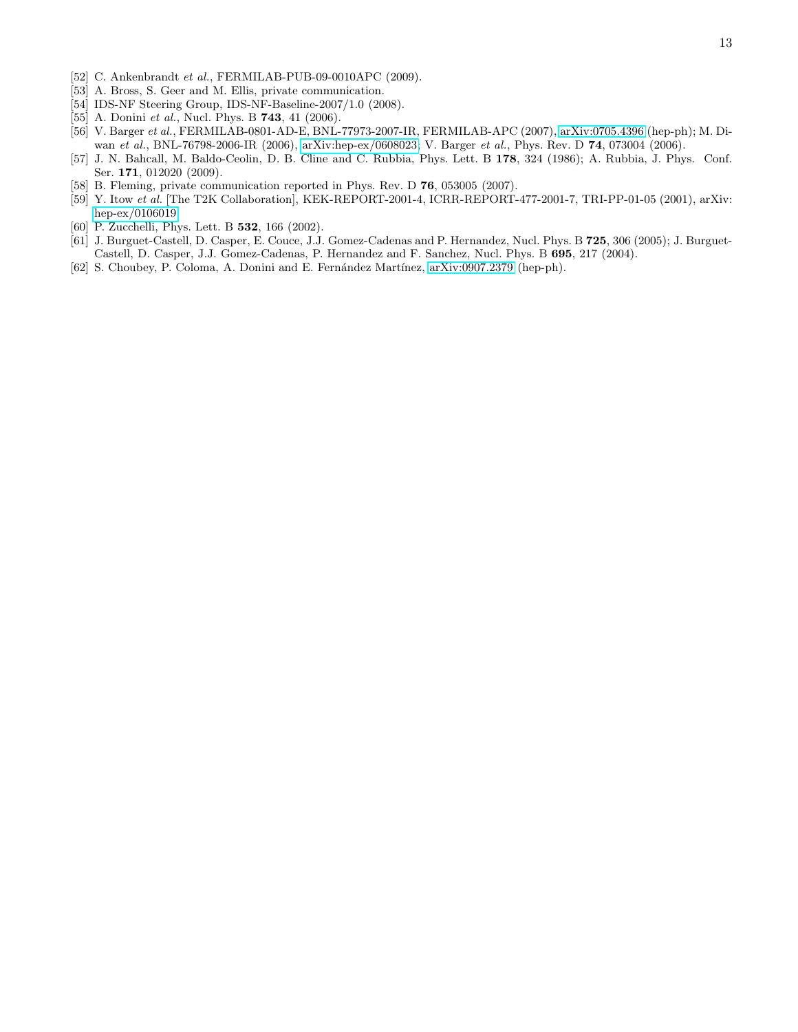[52] C. Ankenbrandt *et al.*, FERMILAB-PUB-09-0010APC (2009).
[53] A. Bross, S. Geer and M. Ellis, private communication.
[54] IDS-NF Steering Group, IDS-NF-Baseline-2007/1.0 (2008).
[55] A. Donini *et al.*, Nucl. Phys. B **743**, 41 (2006).
[56] V. Barger *et al.*, FERMILAB-0801-AD-E, BNL-77973-2007-IR, FERMILAB-APC (2007), arXiv:0705.4396 (hep-ph); M. Diwan *et al.*, BNL-76798-2006-IR (2006), arXiv:hep-ex/0608023; V. Barger *et al.*, Phys. Rev. D **74**, 073004 (2006).
[57] J. N. Bahcall, M. Baldo-Ceolin, D. B. Cline and C. Rubbia, Phys. Lett. B **178**, 324 (1986); A. Rubbia, J. Phys. Conf. Ser. **171**, 012020 (2009).
[58] B. Fleming, private communication reported in Phys. Rev. D **76**, 053005 (2007).
[59] Y. Itow *et al.* [The T2K Collaboration], KEK-REPORT-2001-4, ICRR-REPORT-477-2001-7, TRI-PP-01-05 (2001), arXiv: hep-ex/0106019
[60] P. Zucchelli, Phys. Lett. B **532**, 166 (2002).
[61] J. Burguet-Castell, D. Casper, E. Couce, J.J. Gomez-Cadenas and P. Hernandez, Nucl. Phys. B **725**, 306 (2005); J. Burguet-Castell, D. Casper, J.J. Gomez-Cadenas, P. Hernandez and F. Sanchez, Nucl. Phys. B **695**, 217 (2004).
[62] S. Choubey, P. Coloma, A. Donini and E. Fernández Martínez, arXiv:0907.2379 (hep-ph).